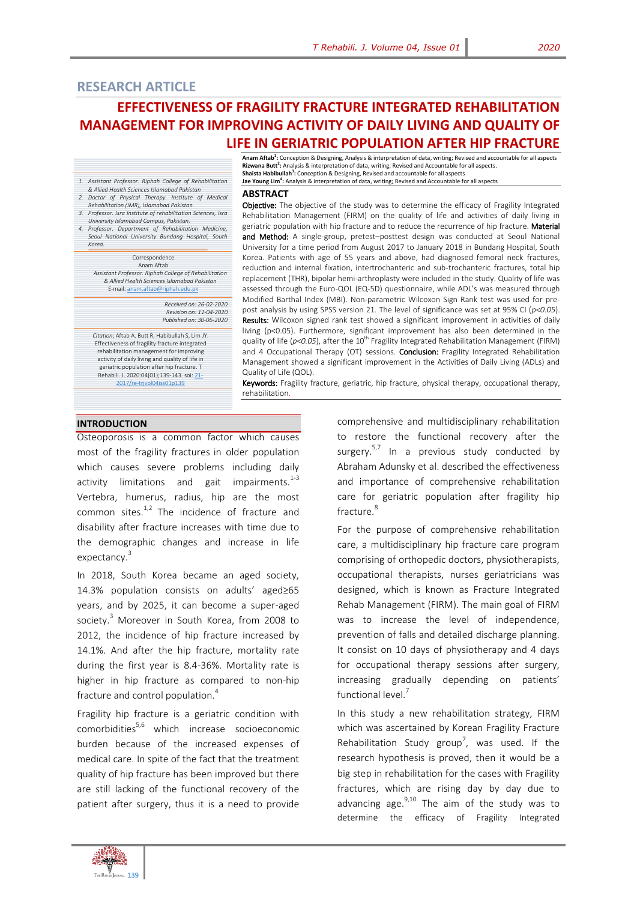## RESEARCH ARTICLE

# EFFECTIVENESS OF FRAGILITY FRACTURE INTEGRATED REHABILITATION MANAGEMENT FOR IMPROVING ACTIVITY OF DAILY LIVING AND QUALITY OF LIFE IN GERIATRIC POPULATION AFTER HIP FRACTURE

**Anam Aftab[1]:** Conception & Designing, Analysis & interpretation of data, writing; Revised and accountable for all aspects
**Rizwana Butt[2]:** Analysis & interpretation of data, writing; Revised and Accountable for all aspects.
**Shaista Habibullah[3]:** Conception & Designing, Revised and accountable for all aspects
**Jae Young Lim[4]:** Analysis & interpretation of data, writing; Revised and Accountable for all aspects

1. Assistant Professor. Riphah College of Rehabilitation & Allied Health Sciences Islamabad Pakistan
2. Doctor of Physical Therapy. Institute of Medical Rehabilitation (IMR), Islamabad Pakistan.
3. Professor. Isra Institute of rehabilitation Sciences, Isra University Islamabad Campus, Pakistan.
4. Professor. Department of Rehabilitation Medicine, Seoul National University Bundang Hospital, South Korea.

Correspondence
Anam Aftab
Assistant Professor. Riphah College of Rehabilitation & Allied Health Sciences Islamabad Pakistan
E-mail: anam.aftab@riphah.edu.pk

Received on: 26-02-2020
Revision on: 11-04-2020
Published on: 30-06-2020

*Citation*; Aftab A. Butt R, Habibullah S, Lim JY. Effectiveness of fragility fracture integrated rehabilitation management for improving activity of daily living and quality of life in geriatric population after hip fracture. T Rehabili. J. 2020:04(01);139-143. soi: 21-2017/re-trjvol04iss01p139

## ABSTRACT

**Objective:** The objective of the study was to determine the efficacy of Fragility Integrated Rehabilitation Management (FIRM) on the quality of life and activities of daily living in geriatric population with hip fracture and to reduce the recurrence of hip fracture. **Material and Method:** A single-group, pretest–posttest design was conducted at Seoul National University for a time period from August 2017 to January 2018 in Bundang Hospital, South Korea. Patients with age of 55 years and above, had diagnosed femoral neck fractures, reduction and internal fixation, intertrochanteric and sub-trochanteric fractures, total hip replacement (THR), bipolar hemi-arthroplasty were included in the study. Quality of life was assessed through the Euro-QOL (EQ-5D) questionnaire, while ADL's was measured through Modified Barthal Index (MBI). Non-parametric Wilcoxon Sign Rank test was used for pre-post analysis by using SPSS version 21. The level of significance was set at 95% CI (*p<0.05*). **Results:** Wilcoxon signed rank test showed a significant improvement in activities of daily living (p<0.05). Furthermore, significant improvement has also been determined in the quality of life (*p<0.05*), after the 10th Fragility Integrated Rehabilitation Management (FIRM) and 4 Occupational Therapy (OT) sessions. **Conclusion:** Fragility Integrated Rehabilitation Management showed a significant improvement in the Activities of Daily Living (ADLs) and Quality of Life (QOL).

**Keywords:** Fragility fracture, geriatric, hip fracture, physical therapy, occupational therapy, rehabilitation.

## INTRODUCTION

Osteoporosis is a common factor which causes most of the fragility fractures in older population which causes severe problems including daily activity limitations and gait impairments.[1-3] Vertebra, humerus, radius, hip are the most common sites.[1,2] The incidence of fracture and disability after fracture increases with time due to the demographic changes and increase in life expectancy.[3]

In 2018, South Korea became an aged society, 14.3% population consists on adults' aged≥65 years, and by 2025, it can become a super-aged society.[3] Moreover in South Korea, from 2008 to 2012, the incidence of hip fracture increased by 14.1%. And after the hip fracture, mortality rate during the first year is 8.4-36%. Mortality rate is higher in hip fracture as compared to non-hip fracture and control population.[4]

Fragility hip fracture is a geriatric condition with comorbidities[5,6] which increase socioeconomic burden because of the increased expenses of medical care. In spite of the fact that the treatment quality of hip fracture has been improved but there are still lacking of the functional recovery of the patient after surgery, thus it is a need to provide comprehensive and multidisciplinary rehabilitation to restore the functional recovery after the surgery.[5,7] In a previous study conducted by Abraham Adunsky et al. described the effectiveness and importance of comprehensive rehabilitation care for geriatric population after fragility hip fracture.[8]

For the purpose of comprehensive rehabilitation care, a multidisciplinary hip fracture care program comprising of orthopedic doctors, physiotherapists, occupational therapists, nurses geriatricians was designed, which is known as Fracture Integrated Rehab Management (FIRM). The main goal of FIRM was to increase the level of independence, prevention of falls and detailed discharge planning. It consist on 10 days of physiotherapy and 4 days for occupational therapy sessions after surgery, increasing gradually depending on patients' functional level.[7]

In this study a new rehabilitation strategy, FIRM which was ascertained by Korean Fragility Fracture Rehabilitation Study group[7], was used. If the research hypothesis is proved, then it would be a big step in rehabilitation for the cases with Fragility fractures, which are rising day by day due to advancing age.[9,10] The aim of the study was to determine the efficacy of Fragility Integrated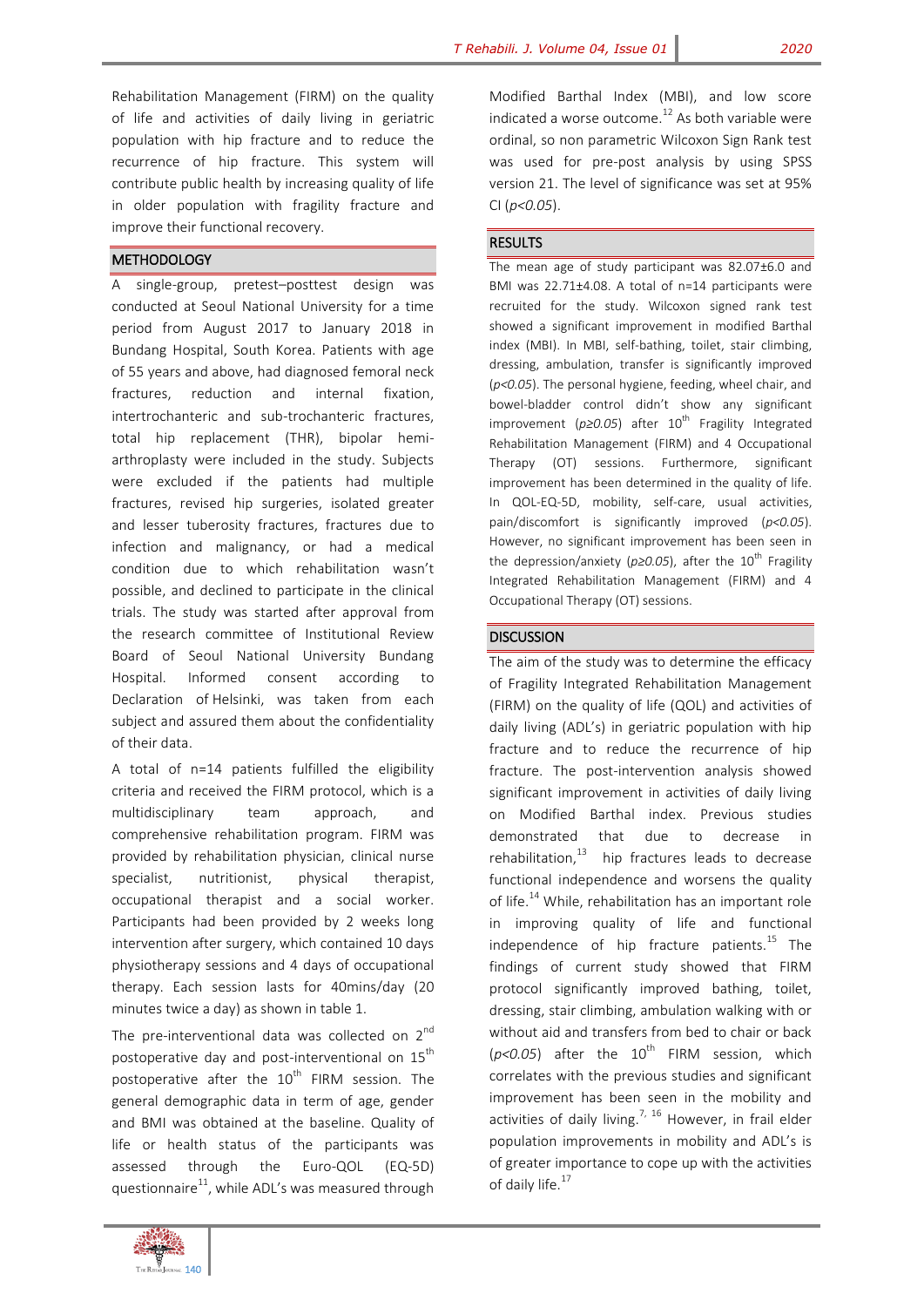Rehabilitation Management (FIRM) on the quality of life and activities of daily living in geriatric population with hip fracture and to reduce the recurrence of hip fracture. This system will contribute public health by increasing quality of life in older population with fragility fracture and improve their functional recovery.

## METHODOLOGY

A single-group, pretest–posttest design was conducted at Seoul National University for a time period from August 2017 to January 2018 in Bundang Hospital, South Korea. Patients with age of 55 years and above, had diagnosed femoral neck fractures, reduction and internal fixation, intertrochanteric and sub-trochanteric fractures, total hip replacement (THR), bipolar hemi-arthroplasty were included in the study. Subjects were excluded if the patients had multiple fractures, revised hip surgeries, isolated greater and lesser tuberosity fractures, fractures due to infection and malignancy, or had a medical condition due to which rehabilitation wasn't possible, and declined to participate in the clinical trials. The study was started after approval from the research committee of Institutional Review Board of Seoul National University Bundang Hospital. Informed consent according to Declaration of Helsinki, was taken from each subject and assured them about the confidentiality of their data.

A total of n=14 patients fulfilled the eligibility criteria and received the FIRM protocol, which is a multidisciplinary team approach, and comprehensive rehabilitation program. FIRM was provided by rehabilitation physician, clinical nurse specialist, nutritionist, physical therapist, occupational therapist and a social worker. Participants had been provided by 2 weeks long intervention after surgery, which contained 10 days physiotherapy sessions and 4 days of occupational therapy. Each session lasts for 40mins/day (20 minutes twice a day) as shown in table 1.

The pre-interventional data was collected on 2nd postoperative day and post-interventional on 15th postoperative day after the 10th FIRM session. The general demographic data in term of age, gender and BMI was obtained at the baseline. Quality of life or health status of the participants was assessed through the Euro-QOL (EQ-5D) questionnaire[11], while ADL's was measured through Modified Barthal Index (MBI), and low score indicated a worse outcome.[12] As both variable were ordinal, so non parametric Wilcoxon Sign Rank test was used for pre-post analysis by using SPSS version 21. The level of significance was set at 95% CI (*p<0.05*).

## RESULTS

The mean age of study participant was 82.07±6.0 and BMI was 22.71±4.08. A total of n=14 participants were recruited for the study. Wilcoxon signed rank test showed a significant improvement in modified Barthal index (MBI). In MBI, self-bathing, toilet, stair climbing, dressing, ambulation, transfer is significantly improved (*p<0.05*). The personal hygiene, feeding, wheel chair, and bowel-bladder control didn't show any significant improvement (*p≥0.05*) after 10th Fragility Integrated Rehabilitation Management (FIRM) and 4 Occupational Therapy (OT) sessions. Furthermore, significant improvement has been determined in the quality of life. In QOL-EQ-5D, mobility, self-care, usual activities, pain/discomfort is significantly improved (*p<0.05*). However, no significant improvement has been seen in the depression/anxiety (*p≥0.05*), after the 10th Fragility Integrated Rehabilitation Management (FIRM) and 4 Occupational Therapy (OT) sessions.

## DISCUSSION

The aim of the study was to determine the efficacy of Fragility Integrated Rehabilitation Management (FIRM) on the quality of life (QOL) and activities of daily living (ADL's) in geriatric population with hip fracture and to reduce the recurrence of hip fracture. The post-intervention analysis showed significant improvement in activities of daily living on Modified Barthal index. Previous studies demonstrated that due to decrease in rehabilitation,[13] hip fractures leads to decrease functional independence and worsens the quality of life.[14] While, rehabilitation has an important role in improving quality of life and functional independence of hip fracture patients.[15] The findings of current study showed that FIRM protocol significantly improved bathing, toilet, dressing, stair climbing, ambulation walking with or without aid and transfers from bed to chair or back (*p<0.05*) after the 10th FIRM session, which correlates with the previous studies and significant improvement has been seen in the mobility and activities of daily living.[7, 16] However, in frail elder population improvements in mobility and ADL's is of greater importance to cope up with the activities of daily life.[17]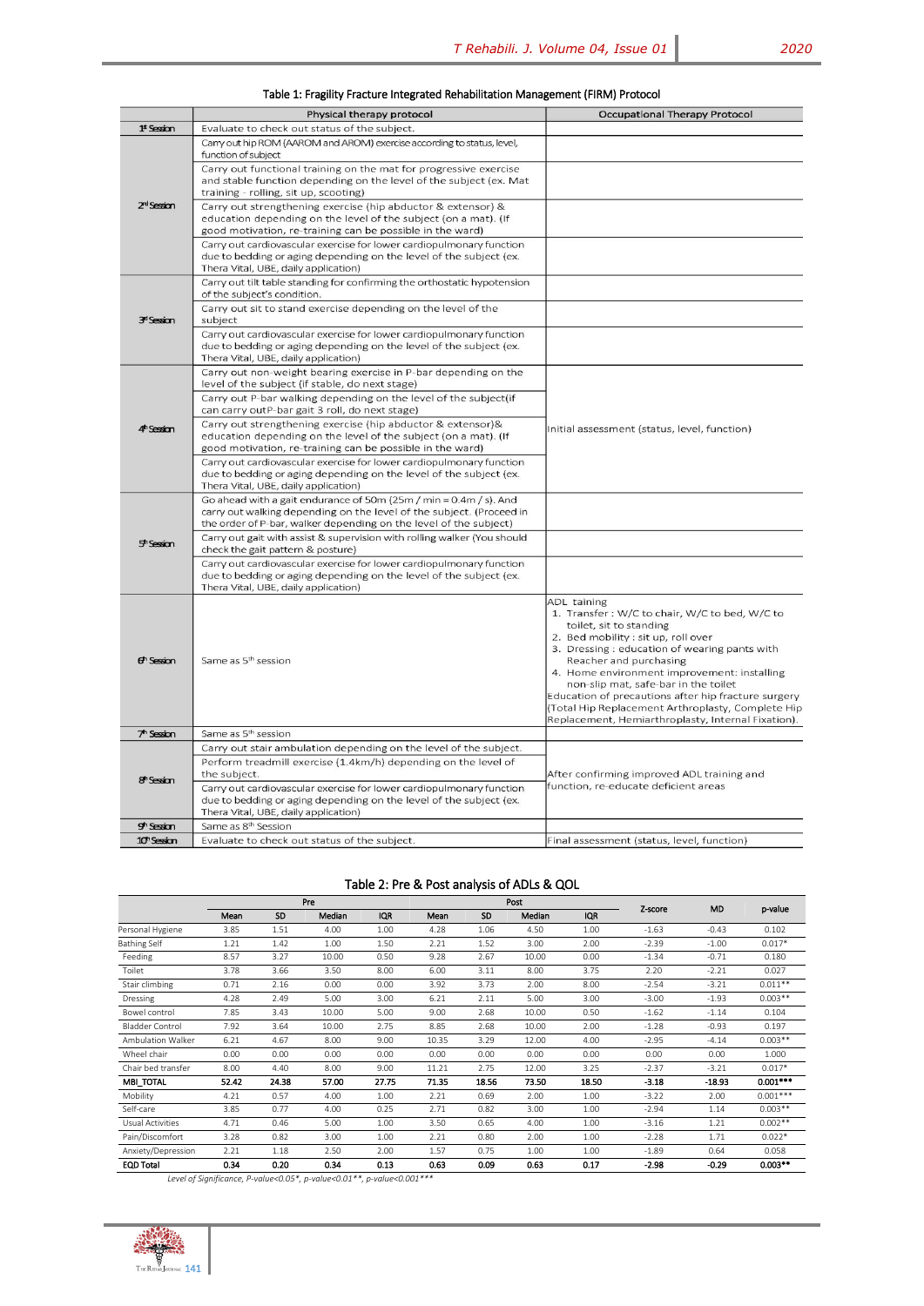Table 1: Fragility Fracture Integrated Rehabilitation Management (FIRM) Protocol

| | Physical therapy protocol | Occupational Therapy Protocol |
|---|---|---|
| 1st Session | Evaluate to check out status of the subject. | |
| 2nd Session | Carry out hip ROM (AAROM and AROM) exercise according to status, level, function of subject | |
| | Carry out functional training on the mat for progressive exercise and stable function depending on the level of the subject (ex. Mat training - rolling, sit up, scooting) | |
| | Carry out strengthening exercise (hip abductor & extensor) & education depending on the level of the subject (on a mat). (If good motivation, re-training can be possible in the ward) | |
| | Carry out cardiovascular exercise for lower cardiopulmonary function due to bedding or aging depending on the level of the subject (ex. Thera Vital, UBE, daily application) | |
| 3rd Session | Carry out tilt table standing for confirming the orthostatic hypotension of the subject's condition. | |
| | Carry out sit to stand exercise depending on the level of the subject | |
| | Carry out cardiovascular exercise for lower cardiopulmonary function due to bedding or aging depending on the level of the subject (ex. Thera Vital, UBE, daily application) | |
| 4th Session | Carry out non-weight bearing exercise in P-bar depending on the level of the subject (if stable, do next stage) | Initial assessment (status, level, function) |
| | Carry out P-bar walking depending on the level of the subject(if can carry outP-bar gait 3 roll, do next stage) | |
| | Carry out strengthening exercise (hip abductor & extensor)& education depending on the level of the subject (on a mat). (If good motivation, re-training can be possible in the ward) | |
| | Carry out cardiovascular exercise for lower cardiopulmonary function due to bedding or aging depending on the level of the subject (ex. Thera Vital, UBE, daily application) | |
| 5th Session | Go ahead with a gait endurance of 50m (25m / min = 0.4m / s). And carry out walking depending on the level of the subject. (Proceed in the order of P-bar, walker depending on the level of the subject) | |
| | Carry out gait with assist & supervision with rolling walker (You should check the gait pattern & posture) | |
| | Carry out cardiovascular exercise for lower cardiopulmonary function due to bedding or aging depending on the level of the subject (ex. Thera Vital, UBE, daily application) | |
| 6th Session | Same as 5th session | ADL taining<br>1. Transfer : W/C to chair, W/C to bed, W/C to toilet, sit to standing<br>2. Bed mobility : sit up, roll over<br>3. Dressing : education of wearing pants with Reacher and purchasing<br>4. Home environment improvement: installing non-slip mat, safe-bar in the toilet<br>Education of precautions after hip fracture surgery (Total Hip Replacement Arthroplasty, Complete Hip Replacement, Hemiarthroplasty, Internal Fixation). |
| 7th Session | Same as 5th session | |
| 8th Session | Carry out stair ambulation depending on the level of the subject. | After confirming improved ADL training and function, re-educate deficient areas |
| | Perform treadmill exercise (1.4km/h) depending on the level of the subject. | |
| | Carry out cardiovascular exercise for lower cardiopulmonary function due to bedding or aging depending on the level of the subject (ex. Thera Vital, UBE, daily application) | |
| 9th Session | Same as 8th Session | |
| 10th Session | Evaluate to check out status of the subject. | Final assessment (status, level, function) |

Table 2: Pre & Post analysis of ADLs & QOL

| | Pre | | | | Post | | | | Z-score | MD | p-value |
|---|---|---|---|---|---|---|---|---|---|---|---|
| | Mean | SD | Median | IQR | Mean | SD | Median | IQR | | | |
| Personal Hygiene | 3.85 | 1.51 | 4.00 | 1.00 | 4.28 | 1.06 | 4.50 | 1.00 | -1.63 | -0.43 | 0.102 |
| Bathing Self | 1.21 | 1.42 | 1.00 | 1.50 | 2.21 | 1.52 | 3.00 | 2.00 | -2.39 | -1.00 | 0.017* |
| Feeding | 8.57 | 3.27 | 10.00 | 0.50 | 9.28 | 2.67 | 10.00 | 0.00 | -1.34 | -0.71 | 0.180 |
| Toilet | 3.78 | 3.66 | 3.50 | 8.00 | 6.00 | 3.11 | 8.00 | 3.75 | 2.20 | -2.21 | 0.027 |
| Stair climbing | 0.71 | 2.16 | 0.00 | 0.00 | 3.92 | 3.73 | 2.00 | 8.00 | -2.54 | -3.21 | 0.011** |
| Dressing | 4.28 | 2.49 | 5.00 | 3.00 | 6.21 | 2.11 | 5.00 | 3.00 | -3.00 | -1.93 | 0.003** |
| Bowel control | 7.85 | 3.43 | 10.00 | 5.00 | 9.00 | 2.68 | 10.00 | 0.50 | -1.62 | -1.14 | 0.104 |
| Bladder Control | 7.92 | 3.64 | 10.00 | 2.75 | 8.85 | 2.68 | 10.00 | 2.00 | -1.28 | -0.93 | 0.197 |
| Ambulation Walker | 6.21 | 4.67 | 8.00 | 9.00 | 10.35 | 3.29 | 12.00 | 4.00 | -2.95 | -4.14 | 0.003** |
| Wheel chair | 0.00 | 0.00 | 0.00 | 0.00 | 0.00 | 0.00 | 0.00 | 0.00 | 0.00 | 0.00 | 1.000 |
| Chair bed transfer | 8.00 | 4.40 | 8.00 | 9.00 | 11.21 | 2.75 | 12.00 | 3.25 | -2.37 | -3.21 | 0.017* |
| **MBI_TOTAL** | **52.42** | **24.38** | **57.00** | **27.75** | **71.35** | **18.56** | **73.50** | **18.50** | **-3.18** | **-18.93** | **0.001*** ** |
| Mobility | 4.21 | 0.57 | 4.00 | 1.00 | 2.21 | 0.69 | 2.00 | 1.00 | -3.22 | 2.00 | 0.001*** |
| Self-care | 3.85 | 0.77 | 4.00 | 0.25 | 2.71 | 0.82 | 3.00 | 1.00 | -2.94 | 1.14 | 0.003** |
| Usual Activities | 4.71 | 0.46 | 5.00 | 1.00 | 3.50 | 0.65 | 4.00 | 1.00 | -3.16 | 1.21 | 0.002** |
| Pain/Discomfort | 3.28 | 0.82 | 3.00 | 1.00 | 2.21 | 0.80 | 2.00 | 1.00 | -2.28 | 1.71 | 0.022* |
| Anxiety/Depression | 2.21 | 1.18 | 2.50 | 2.00 | 1.57 | 0.75 | 1.00 | 1.00 | -1.89 | 0.64 | 0.058 |
| **EQD Total** | **0.34** | **0.20** | **0.34** | **0.13** | **0.63** | **0.09** | **0.63** | **0.17** | **-2.98** | **-0.29** | **0.003**** |

*Level of Significance, P-value<0.05\*, p-value<0.01\*\*, p-value<0.001\*\*\**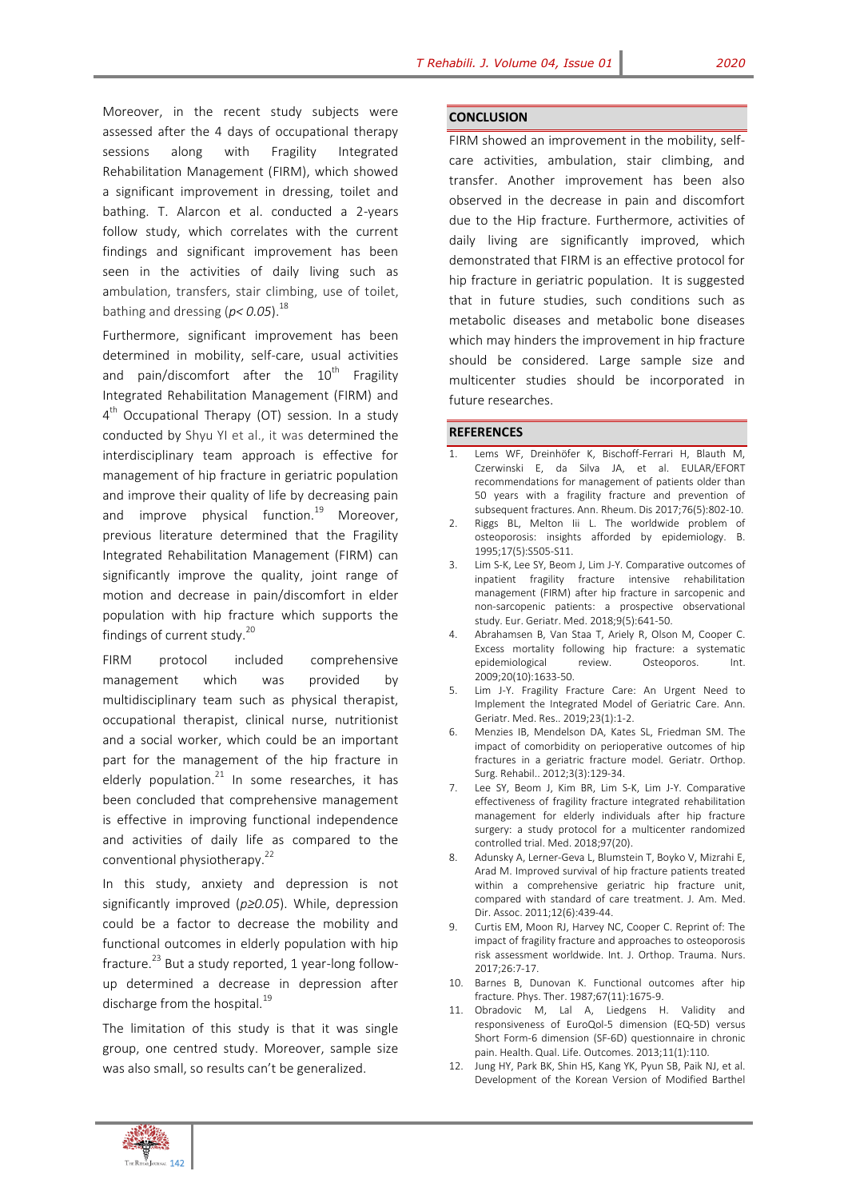Moreover, in the recent study subjects were assessed after the 4 days of occupational therapy sessions along with Fragility Integrated Rehabilitation Management (FIRM), which showed a significant improvement in dressing, toilet and bathing. T. Alarcon et al. conducted a 2-years follow study, which correlates with the current findings and significant improvement has been seen in the activities of daily living such as ambulation, transfers, stair climbing, use of toilet, bathing and dressing ($p< 0.05$).[18]

Furthermore, significant improvement has been determined in mobility, self-care, usual activities and pain/discomfort after the 10th Fragility Integrated Rehabilitation Management (FIRM) and 4th Occupational Therapy (OT) session. In a study conducted by Shyu YI et al., it was determined the interdisciplinary team approach is effective for management of hip fracture in geriatric population and improve their quality of life by decreasing pain and improve physical function.[19] Moreover, previous literature determined that the Fragility Integrated Rehabilitation Management (FIRM) can significantly improve the quality, joint range of motion and decrease in pain/discomfort in elder population with hip fracture which supports the findings of current study.[20]

FIRM protocol included comprehensive management which was provided by multidisciplinary team such as physical therapist, occupational therapist, clinical nurse, nutritionist and a social worker, which could be an important part for the management of the hip fracture in elderly population.[21] In some researches, it has been concluded that comprehensive management is effective in improving functional independence and activities of daily life as compared to the conventional physiotherapy.[22]

In this study, anxiety and depression is not significantly improved ($p\geq 0.05$). While, depression could be a factor to decrease the mobility and functional outcomes in elderly population with hip fracture.[23] But a study reported, 1 year-long follow-up determined a decrease in depression after discharge from the hospital.[19]

The limitation of this study is that it was single group, one centred study. Moreover, sample size was also small, so results can't be generalized.

## CONCLUSION

FIRM showed an improvement in the mobility, self-care activities, ambulation, stair climbing, and transfer. Another improvement has been also observed in the decrease in pain and discomfort due to the Hip fracture. Furthermore, activities of daily living are significantly improved, which demonstrated that FIRM is an effective protocol for hip fracture in geriatric population. It is suggested that in future studies, such conditions such as metabolic diseases and metabolic bone diseases which may hinders the improvement in hip fracture should be considered. Large sample size and multicenter studies should be incorporated in future researches.

## REFERENCES

1. Lems WF, Dreinhöfer K, Bischoff-Ferrari H, Blauth M, Czerwinski E, da Silva JA, et al. EULAR/EFORT recommendations for management of patients older than 50 years with a fragility fracture and prevention of subsequent fractures. Ann. Rheum. Dis 2017;76(5):802-10.
2. Riggs BL, Melton Iii L. The worldwide problem of osteoporosis: insights afforded by epidemiology. B. 1995;17(5):S505-S11.
3. Lim S-K, Lee SY, Beom J, Lim J-Y. Comparative outcomes of inpatient fragility fracture intensive rehabilitation management (FIRM) after hip fracture in sarcopenic and non-sarcopenic patients: a prospective observational study. Eur. Geriatr. Med. 2018;9(5):641-50.
4. Abrahamsen B, Van Staa T, Ariely R, Olson M, Cooper C. Excess mortality following hip fracture: a systematic epidemiological review. Osteoporos. Int. 2009;20(10):1633-50.
5. Lim J-Y. Fragility Fracture Care: An Urgent Need to Implement the Integrated Model of Geriatric Care. Ann. Geriatr. Med. Res.. 2019;23(1):1-2.
6. Menzies IB, Mendelson DA, Kates SL, Friedman SM. The impact of comorbidity on perioperative outcomes of hip fractures in a geriatric fracture model. Geriatr. Orthop. Surg. Rehabil.. 2012;3(3):129-34.
7. Lee SY, Beom J, Kim BR, Lim S-K, Lim J-Y. Comparative effectiveness of fragility fracture integrated rehabilitation management for elderly individuals after hip fracture surgery: a study protocol for a multicenter randomized controlled trial. Med. 2018;97(20).
8. Adunsky A, Lerner-Geva L, Blumstein T, Boyko V, Mizrahi E, Arad M. Improved survival of hip fracture patients treated within a comprehensive geriatric hip fracture unit, compared with standard of care treatment. J. Am. Med. Dir. Assoc. 2011;12(6):439-44.
9. Curtis EM, Moon RJ, Harvey NC, Cooper C. Reprint of: The impact of fragility fracture and approaches to osteoporosis risk assessment worldwide. Int. J. Orthop. Trauma. Nurs. 2017;26:7-17.
10. Barnes B, Dunovan K. Functional outcomes after hip fracture. Phys. Ther. 1987;67(11):1675-9.
11. Obradovic M, Lal A, Liedgens H. Validity and responsiveness of EuroQol-5 dimension (EQ-5D) versus Short Form-6 dimension (SF-6D) questionnaire in chronic pain. Health. Qual. Life. Outcomes. 2013;11(1):110.
12. Jung HY, Park BK, Shin HS, Kang YK, Pyun SB, Paik NJ, et al. Development of the Korean Version of Modified Barthel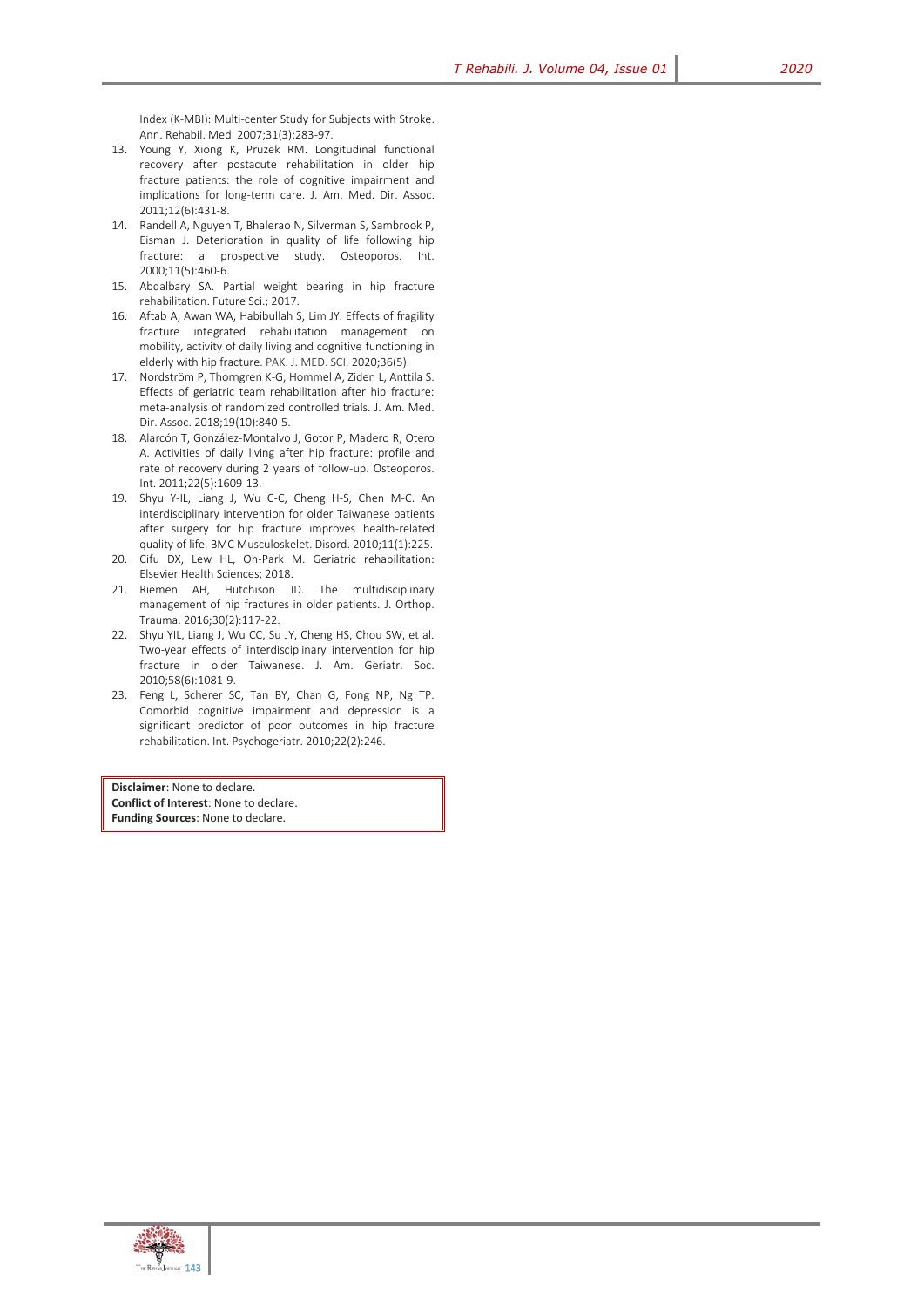Index (K-MBI): Multi-center Study for Subjects with Stroke. Ann. Rehabil. Med. 2007;31(3):283-97.

13. Young Y, Xiong K, Pruzek RM. Longitudinal functional recovery after postacute rehabilitation in older hip fracture patients: the role of cognitive impairment and implications for long-term care. J. Am. Med. Dir. Assoc. 2011;12(6):431-8.
14. Randell A, Nguyen T, Bhalerao N, Silverman S, Sambrook P, Eisman J. Deterioration in quality of life following hip fracture: a prospective study. Osteoporos. Int. 2000;11(5):460-6.
15. Abdalbary SA. Partial weight bearing in hip fracture rehabilitation. Future Sci.; 2017.
16. Aftab A, Awan WA, Habibullah S, Lim JY. Effects of fragility fracture integrated rehabilitation management on mobility, activity of daily living and cognitive functioning in elderly with hip fracture. PAK. J. MED. SCI. 2020;36(5).
17. Nordström P, Thorngren K-G, Hommel A, Ziden L, Anttila S. Effects of geriatric team rehabilitation after hip fracture: meta-analysis of randomized controlled trials. J. Am. Med. Dir. Assoc. 2018;19(10):840-5.
18. Alarcón T, González-Montalvo J, Gotor P, Madero R, Otero A. Activities of daily living after hip fracture: profile and rate of recovery during 2 years of follow-up. Osteoporos. Int. 2011;22(5):1609-13.
19. Shyu Y-IL, Liang J, Wu C-C, Cheng H-S, Chen M-C. An interdisciplinary intervention for older Taiwanese patients after surgery for hip fracture improves health-related quality of life. BMC Musculoskelet. Disord. 2010;11(1):225.
20. Cifu DX, Lew HL, Oh-Park M. Geriatric rehabilitation: Elsevier Health Sciences; 2018.
21. Riemen AH, Hutchison JD. The multidisciplinary management of hip fractures in older patients. J. Orthop. Trauma. 2016;30(2):117-22.
22. Shyu YIL, Liang J, Wu CC, Su JY, Cheng HS, Chou SW, et al. Two-year effects of interdisciplinary intervention for hip fracture in older Taiwanese. J. Am. Geriatr. Soc. 2010;58(6):1081-9.
23. Feng L, Scherer SC, Tan BY, Chan G, Fong NP, Ng TP. Comorbid cognitive impairment and depression is a significant predictor of poor outcomes in hip fracture rehabilitation. Int. Psychogeriatr. 2010;22(2):246.

**Disclaimer**: None to declare.
**Conflict of Interest**: None to declare.
**Funding Sources**: None to declare.